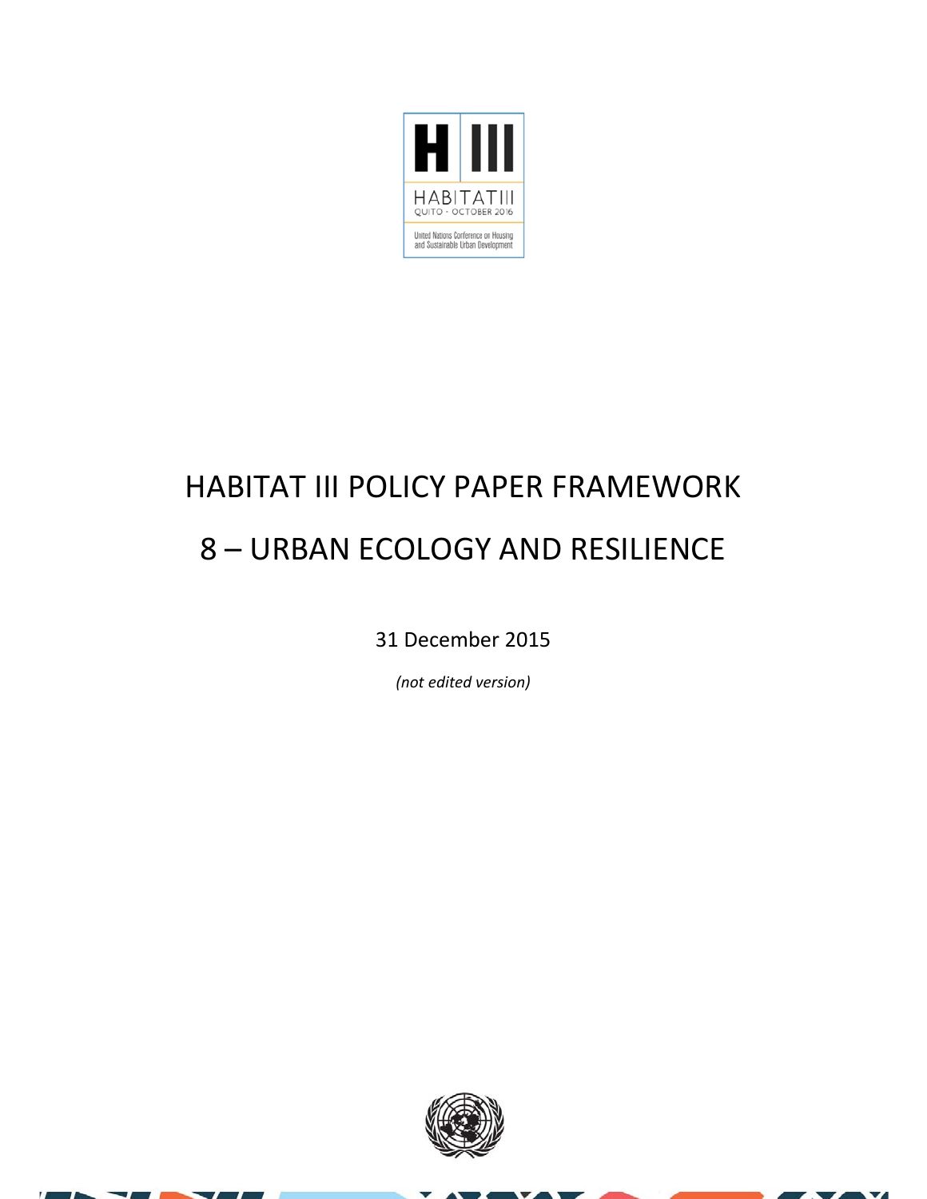# HABITAT III POLICY PAPER FRAMEWORK

# 8 – URBAN ECOLOGY AND RESILIENCE

31 December 2015

*(not edited version)*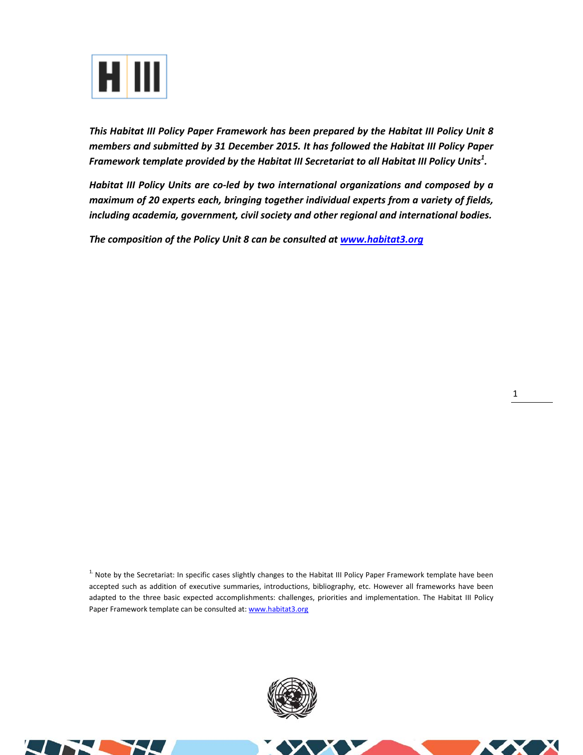***This Habitat III Policy Paper Framework has been prepared by the Habitat III Policy Unit 8 members and submitted by 31 December 2015. It has followed the Habitat III Policy Paper Framework template provided by the Habitat III Secretariat to all Habitat III Policy Units[1].***

***Habitat III Policy Units are co-led by two international organizations and composed by a maximum of 20 experts each, bringing together individual experts from a variety of fields, including academia, government, civil society and other regional and international bodies.***

***The composition of the Policy Unit 8 can be consulted at [www.habitat3.org](http://www.habitat3.org)***

[1] Note by the Secretariat: In specific cases slightly changes to the Habitat III Policy Paper Framework template have been accepted such as addition of executive summaries, introductions, bibliography, etc. However all frameworks have been adapted to the three basic expected accomplishments: challenges, priorities and implementation. The Habitat III Policy Paper Framework template can be consulted at: [www.habitat3.org](http://www.habitat3.org)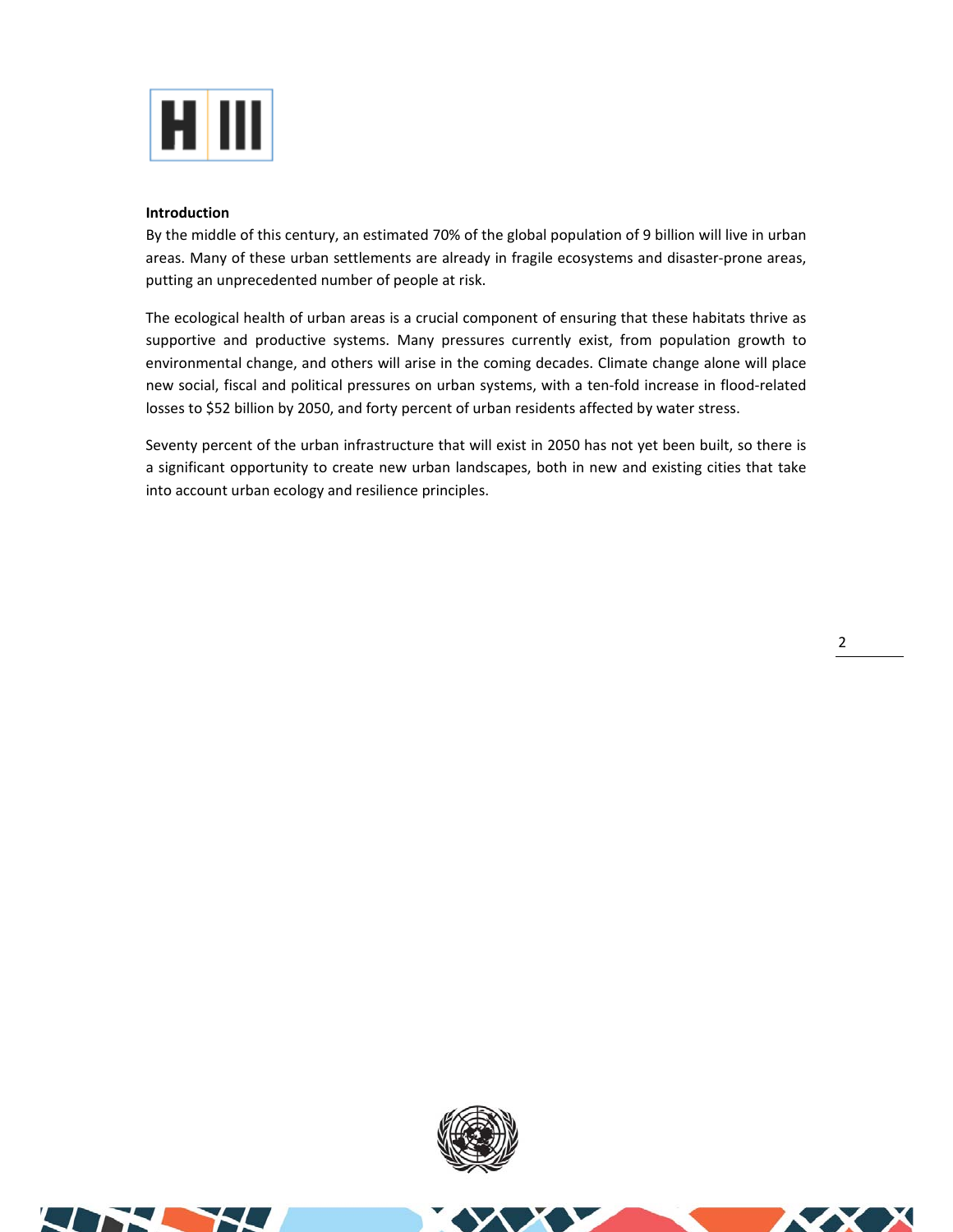**Introduction**

By the middle of this century, an estimated 70% of the global population of 9 billion will live in urban areas. Many of these urban settlements are already in fragile ecosystems and disaster-prone areas, putting an unprecedented number of people at risk.

The ecological health of urban areas is a crucial component of ensuring that these habitats thrive as supportive and productive systems. Many pressures currently exist, from population growth to environmental change, and others will arise in the coming decades. Climate change alone will place new social, fiscal and political pressures on urban systems, with a ten-fold increase in flood-related losses to $52 billion by 2050, and forty percent of urban residents affected by water stress.

Seventy percent of the urban infrastructure that will exist in 2050 has not yet been built, so there is a significant opportunity to create new urban landscapes, both in new and existing cities that take into account urban ecology and resilience principles.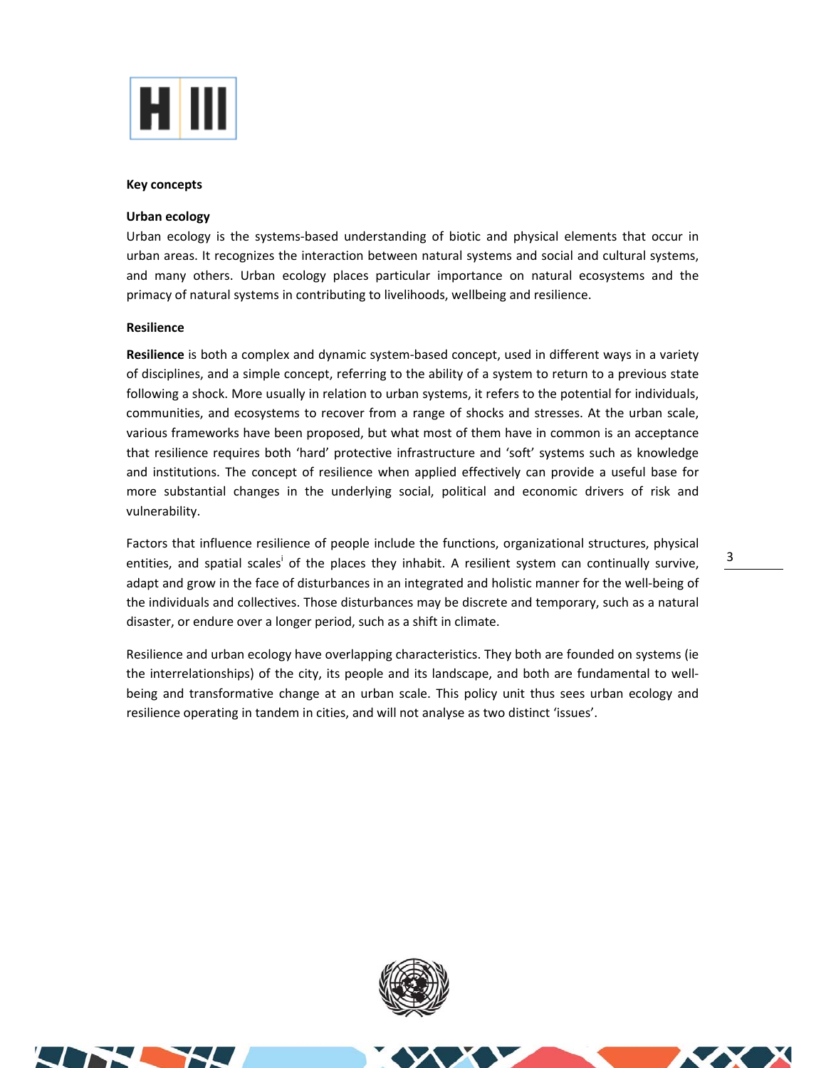## Key concepts

### Urban ecology

Urban ecology is the systems-based understanding of biotic and physical elements that occur in urban areas. It recognizes the interaction between natural systems and social and cultural systems, and many others. Urban ecology places particular importance on natural ecosystems and the primacy of natural systems in contributing to livelihoods, wellbeing and resilience.

### Resilience

**Resilience** is both a complex and dynamic system-based concept, used in different ways in a variety of disciplines, and a simple concept, referring to the ability of a system to return to a previous state following a shock. More usually in relation to urban systems, it refers to the potential for individuals, communities, and ecosystems to recover from a range of shocks and stresses. At the urban scale, various frameworks have been proposed, but what most of them have in common is an acceptance that resilience requires both 'hard' protective infrastructure and 'soft' systems such as knowledge and institutions. The concept of resilience when applied effectively can provide a useful base for more substantial changes in the underlying social, political and economic drivers of risk and vulnerability.

Factors that influence resilience of people include the functions, organizational structures, physical entities, and spatial scales[i] of the places they inhabit. A resilient system can continually survive, adapt and grow in the face of disturbances in an integrated and holistic manner for the well-being of the individuals and collectives. Those disturbances may be discrete and temporary, such as a natural disaster, or endure over a longer period, such as a shift in climate.

Resilience and urban ecology have overlapping characteristics. They both are founded on systems (ie the interrelationships) of the city, its people and its landscape, and both are fundamental to well-being and transformative change at an urban scale. This policy unit thus sees urban ecology and resilience operating in tandem in cities, and will not analyse as two distinct 'issues'.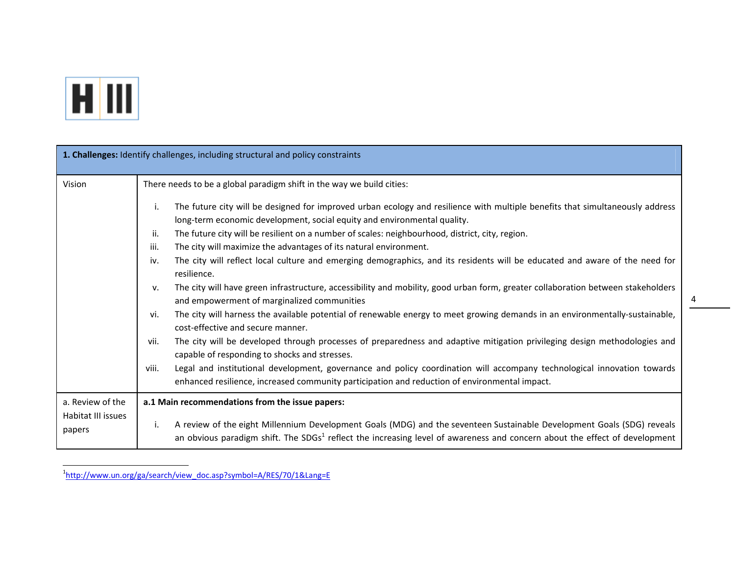| **1. Challenges:** Identify challenges, including structural and policy constraints | |
|---|---|
| Vision | There needs to be a global paradigm shift in the way we build cities:<br><br>i. The future city will be designed for improved urban ecology and resilience with multiple benefits that simultaneously address long-term economic development, social equity and environmental quality.<br>ii. The future city will be resilient on a number of scales: neighbourhood, district, city, region.<br>iii. The city will maximize the advantages of its natural environment.<br>iv. The city will reflect local culture and emerging demographics, and its residents will be educated and aware of the need for resilience.<br>v. The city will have green infrastructure, accessibility and mobility, good urban form, greater collaboration between stakeholders and empowerment of marginalized communities<br>vi. The city will harness the available potential of renewable energy to meet growing demands in an environmentally-sustainable, cost-effective and secure manner.<br>vii. The city will be developed through processes of preparedness and adaptive mitigation privileging design methodologies and capable of responding to shocks and stresses.<br>viii. Legal and institutional development, governance and policy coordination will accompany technological innovation towards enhanced resilience, increased community participation and reduction of environmental impact. |
| a. Review of the Habitat III issues papers | **a.1 Main recommendations from the issue papers:**<br><br>i. A review of the eight Millennium Development Goals (MDG) and the seventeen Sustainable Development Goals (SDG) reveals an obvious paradigm shift. The SDGs[1] reflect the increasing level of awareness and concern about the effect of development |

[1] http://www.un.org/ga/search/view_doc.asp?symbol=A/RES/70/1&Lang=E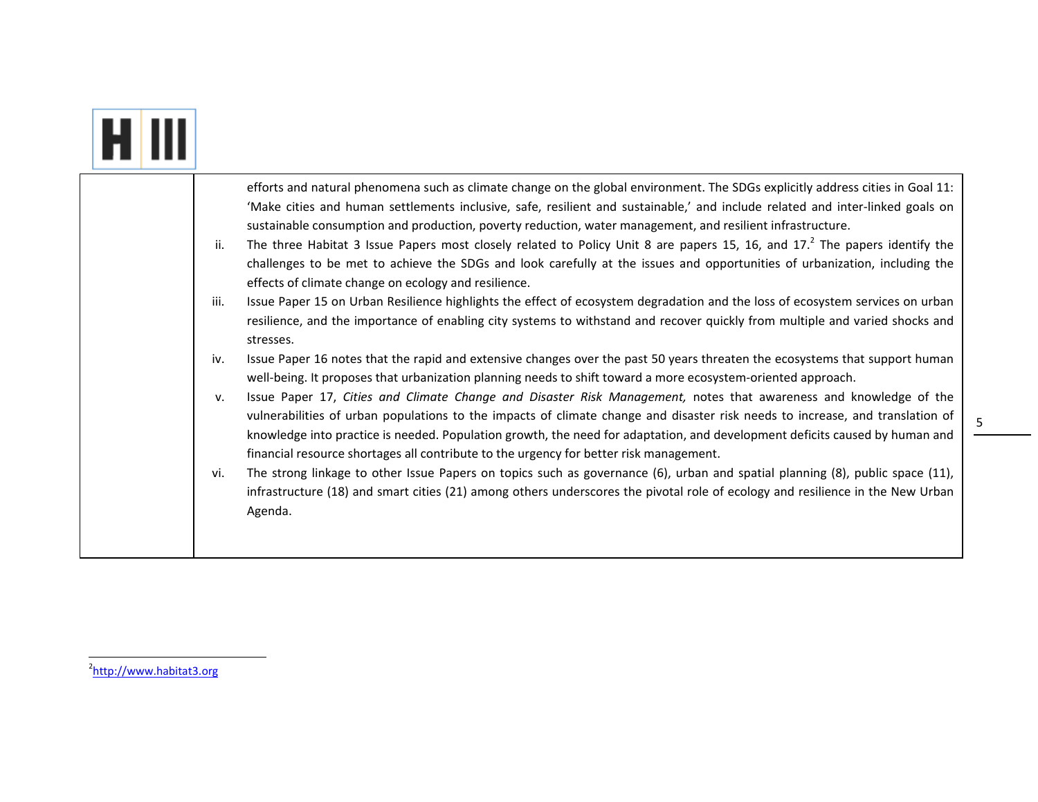efforts and natural phenomena such as climate change on the global environment. The SDGs explicitly address cities in Goal 11: 'Make cities and human settlements inclusive, safe, resilient and sustainable,' and include related and inter-linked goals on sustainable consumption and production, poverty reduction, water management, and resilient infrastructure.

ii. The three Habitat 3 Issue Papers most closely related to Policy Unit 8 are papers 15, 16, and 17.[2] The papers identify the challenges to be met to achieve the SDGs and look carefully at the issues and opportunities of urbanization, including the effects of climate change on ecology and resilience.

iii. Issue Paper 15 on Urban Resilience highlights the effect of ecosystem degradation and the loss of ecosystem services on urban resilience, and the importance of enabling city systems to withstand and recover quickly from multiple and varied shocks and stresses.

iv. Issue Paper 16 notes that the rapid and extensive changes over the past 50 years threaten the ecosystems that support human well-being. It proposes that urbanization planning needs to shift toward a more ecosystem-oriented approach.

v. Issue Paper 17, *Cities and Climate Change and Disaster Risk Management,* notes that awareness and knowledge of the vulnerabilities of urban populations to the impacts of climate change and disaster risk needs to increase, and translation of knowledge into practice is needed. Population growth, the need for adaptation, and development deficits caused by human and financial resource shortages all contribute to the urgency for better risk management.

vi. The strong linkage to other Issue Papers on topics such as governance (6), urban and spatial planning (8), public space (11), infrastructure (18) and smart cities (21) among others underscores the pivotal role of ecology and resilience in the New Urban Agenda.

---

[2] http://www.habitat3.org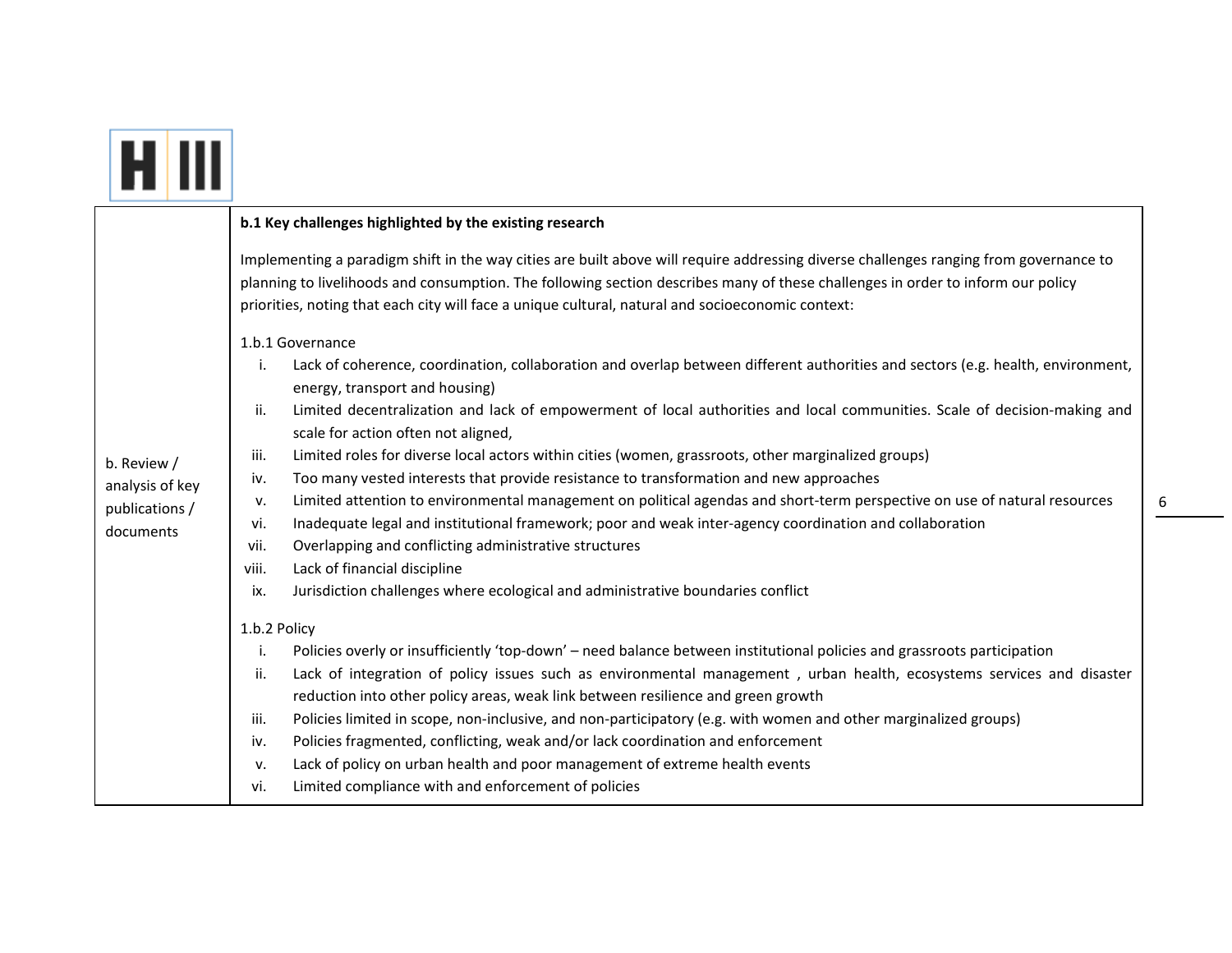| b. Review / analysis of key publications / documents | **b.1 Key challenges highlighted by the existing research**<br><br>Implementing a paradigm shift in the way cities are built above will require addressing diverse challenges ranging from governance to planning to livelihoods and consumption. The following section describes many of these challenges in order to inform our policy priorities, noting that each city will face a unique cultural, natural and socioeconomic context:<br><br>1.b.1 Governance<br>i. Lack of coherence, coordination, collaboration and overlap between different authorities and sectors (e.g. health, environment, energy, transport and housing)<br>ii. Limited decentralization and lack of empowerment of local authorities and local communities. Scale of decision-making and scale for action often not aligned,<br>iii. Limited roles for diverse local actors within cities (women, grassroots, other marginalized groups)<br>iv. Too many vested interests that provide resistance to transformation and new approaches<br>v. Limited attention to environmental management on political agendas and short-term perspective on use of natural resources<br>vi. Inadequate legal and institutional framework; poor and weak inter-agency coordination and collaboration<br>vii. Overlapping and conflicting administrative structures<br>viii. Lack of financial discipline<br>ix. Jurisdiction challenges where ecological and administrative boundaries conflict<br><br>1.b.2 Policy<br>i. Policies overly or insufficiently 'top-down' – need balance between institutional policies and grassroots participation<br>ii. Lack of integration of policy issues such as environmental management , urban health, ecosystems services and disaster reduction into other policy areas, weak link between resilience and green growth<br>iii. Policies limited in scope, non-inclusive, and non-participatory (e.g. with women and other marginalized groups)<br>iv. Policies fragmented, conflicting, weak and/or lack coordination and enforcement<br>v. Lack of policy on urban health and poor management of extreme health events<br>vi. Limited compliance with and enforcement of policies |
|---|---|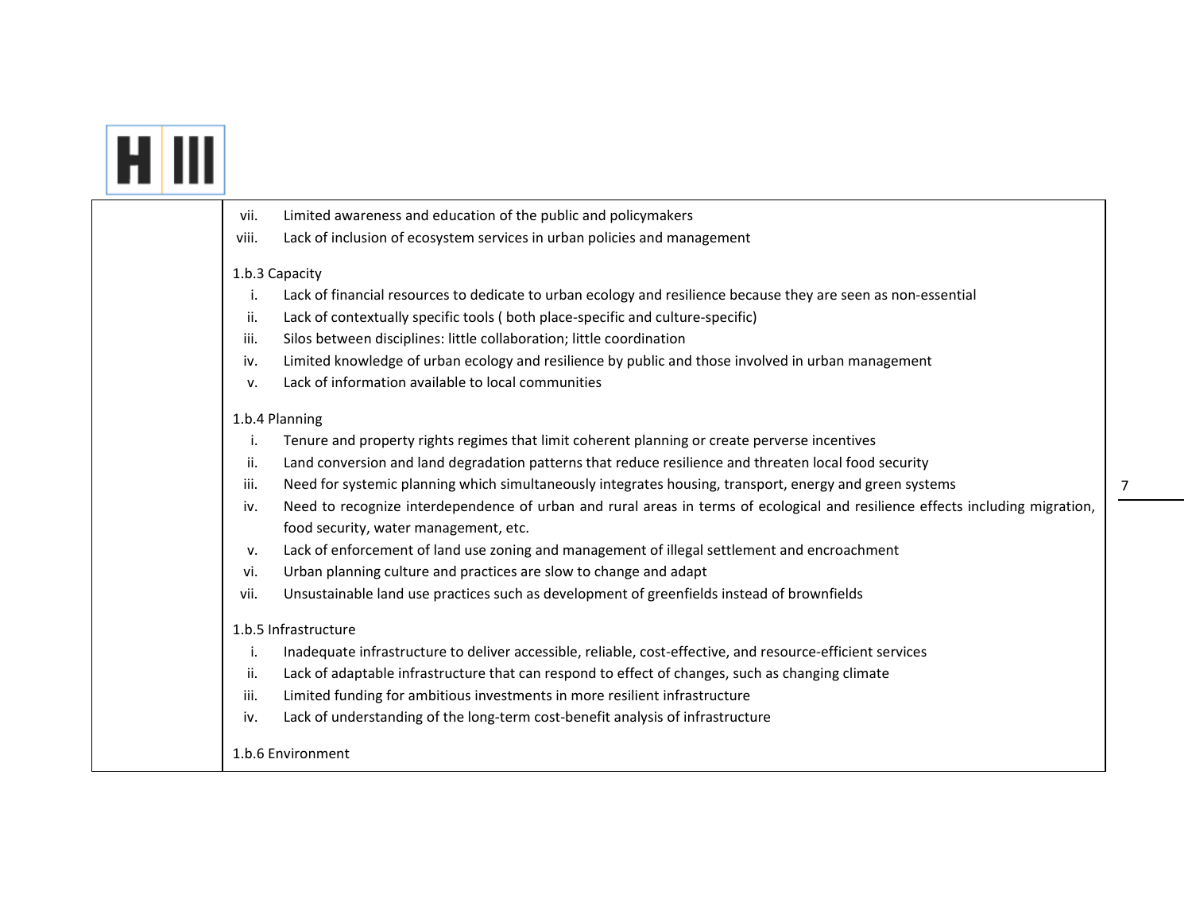vii. Limited awareness and education of the public and policymakers

viii. Lack of inclusion of ecosystem services in urban policies and management

1.b.3 Capacity

i. Lack of financial resources to dedicate to urban ecology and resilience because they are seen as non-essential

ii. Lack of contextually specific tools ( both place-specific and culture-specific)

iii. Silos between disciplines: little collaboration; little coordination

iv. Limited knowledge of urban ecology and resilience by public and those involved in urban management

v. Lack of information available to local communities

1.b.4 Planning

i. Tenure and property rights regimes that limit coherent planning or create perverse incentives

ii. Land conversion and land degradation patterns that reduce resilience and threaten local food security

iii. Need for systemic planning which simultaneously integrates housing, transport, energy and green systems

iv. Need to recognize interdependence of urban and rural areas in terms of ecological and resilience effects including migration, food security, water management, etc.

v. Lack of enforcement of land use zoning and management of illegal settlement and encroachment

vi. Urban planning culture and practices are slow to change and adapt

vii. Unsustainable land use practices such as development of greenfields instead of brownfields

1.b.5 Infrastructure

i. Inadequate infrastructure to deliver accessible, reliable, cost-effective, and resource-efficient services

ii. Lack of adaptable infrastructure that can respond to effect of changes, such as changing climate

iii. Limited funding for ambitious investments in more resilient infrastructure

iv. Lack of understanding of the long-term cost-benefit analysis of infrastructure

1.b.6 Environment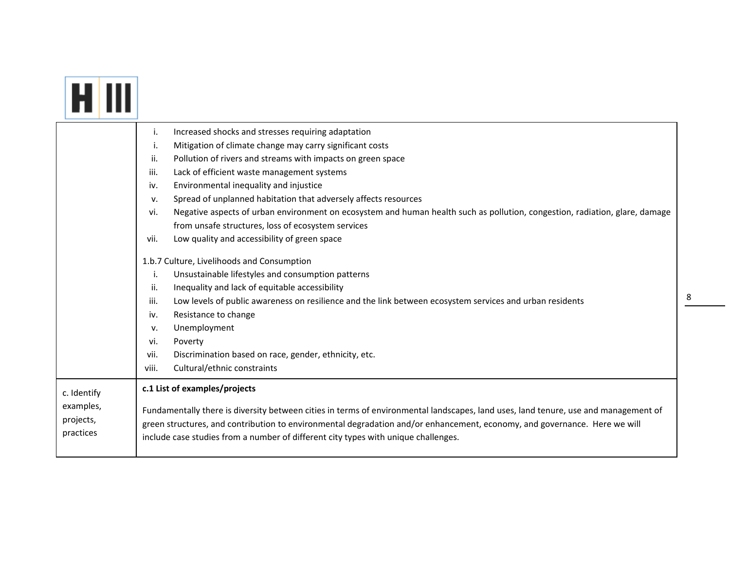| | |
|---|---|
| | i. Increased shocks and stresses requiring adaptation<br>i. Mitigation of climate change may carry significant costs<br>ii. Pollution of rivers and streams with impacts on green space<br>iii. Lack of efficient waste management systems<br>iv. Environmental inequality and injustice<br>v. Spread of unplanned habitation that adversely affects resources<br>vi. Negative aspects of urban environment on ecosystem and human health such as pollution, congestion, radiation, glare, damage from unsafe structures, loss of ecosystem services<br>vii. Low quality and accessibility of green space<br><br>1.b.7 Culture, Livelihoods and Consumption<br>i. Unsustainable lifestyles and consumption patterns<br>ii. Inequality and lack of equitable accessibility<br>iii. Low levels of public awareness on resilience and the link between ecosystem services and urban residents<br>iv. Resistance to change<br>v. Unemployment<br>vi. Poverty<br>vii. Discrimination based on race, gender, ethnicity, etc.<br>viii. Cultural/ethnic constraints |
| c. Identify examples, projects, practices | **c.1 List of examples/projects**<br><br>Fundamentally there is diversity between cities in terms of environmental landscapes, land uses, land tenure, use and management of green structures, and contribution to environmental degradation and/or enhancement, economy, and governance. Here we will include case studies from a number of different city types with unique challenges. |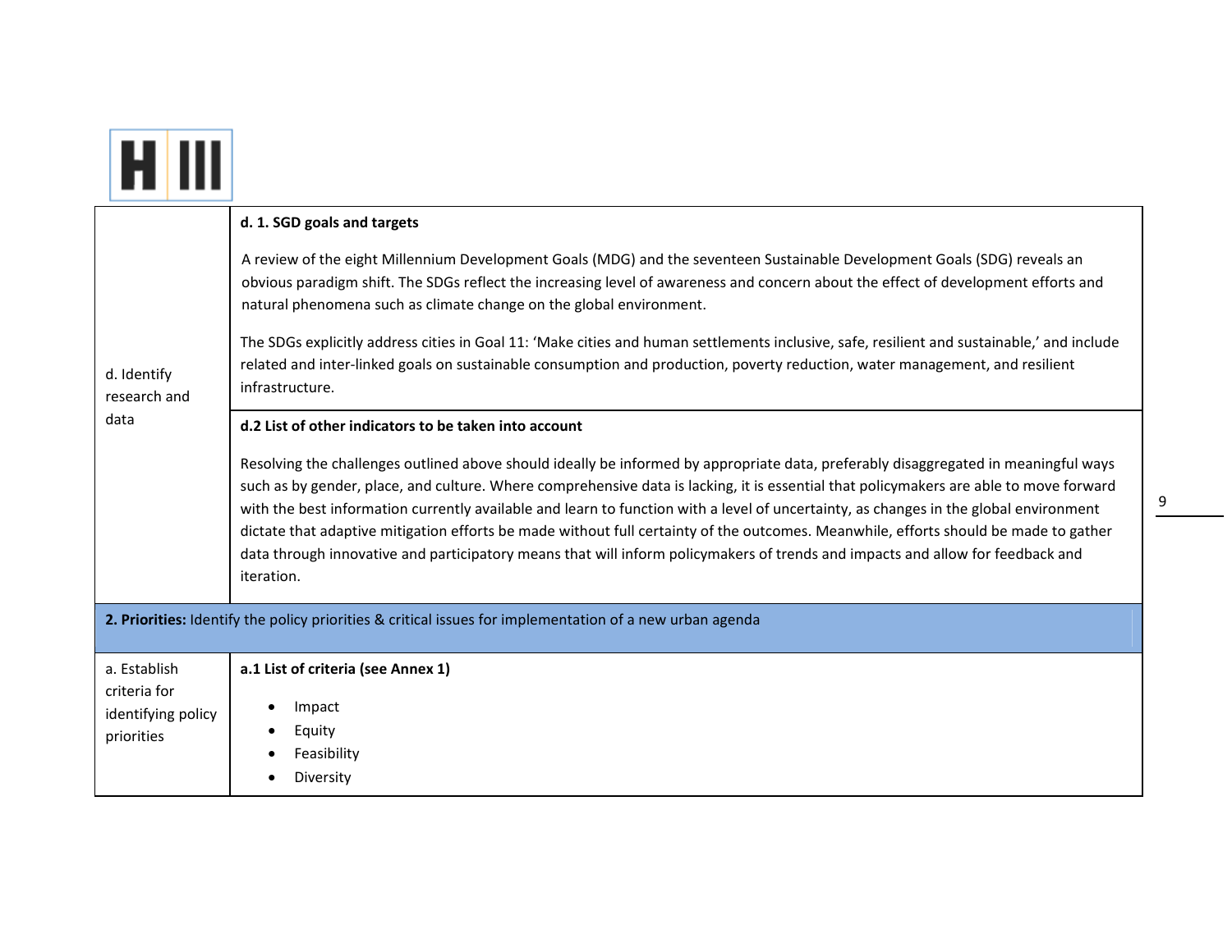| | |
|---|---|
| d. Identify research and data | **d. 1. SGD goals and targets**<br><br>A review of the eight Millennium Development Goals (MDG) and the seventeen Sustainable Development Goals (SDG) reveals an obvious paradigm shift. The SDGs reflect the increasing level of awareness and concern about the effect of development efforts and natural phenomena such as climate change on the global environment.<br><br>The SDGs explicitly address cities in Goal 11: 'Make cities and human settlements inclusive, safe, resilient and sustainable,' and include related and inter-linked goals on sustainable consumption and production, poverty reduction, water management, and resilient infrastructure. |
| | **d.2 List of other indicators to be taken into account**<br><br>Resolving the challenges outlined above should ideally be informed by appropriate data, preferably disaggregated in meaningful ways such as by gender, place, and culture. Where comprehensive data is lacking, it is essential that policymakers are able to move forward with the best information currently available and learn to function with a level of uncertainty, as changes in the global environment dictate that adaptive mitigation efforts be made without full certainty of the outcomes. Meanwhile, efforts should be made to gather data through innovative and participatory means that will inform policymakers of trends and impacts and allow for feedback and iteration. |
| **2. Priorities:** Identify the policy priorities & critical issues for implementation of a new urban agenda | |
| a. Establish criteria for identifying policy priorities | **a.1 List of criteria (see Annex 1)**<br><br>• Impact<br>• Equity<br>• Feasibility<br>• Diversity |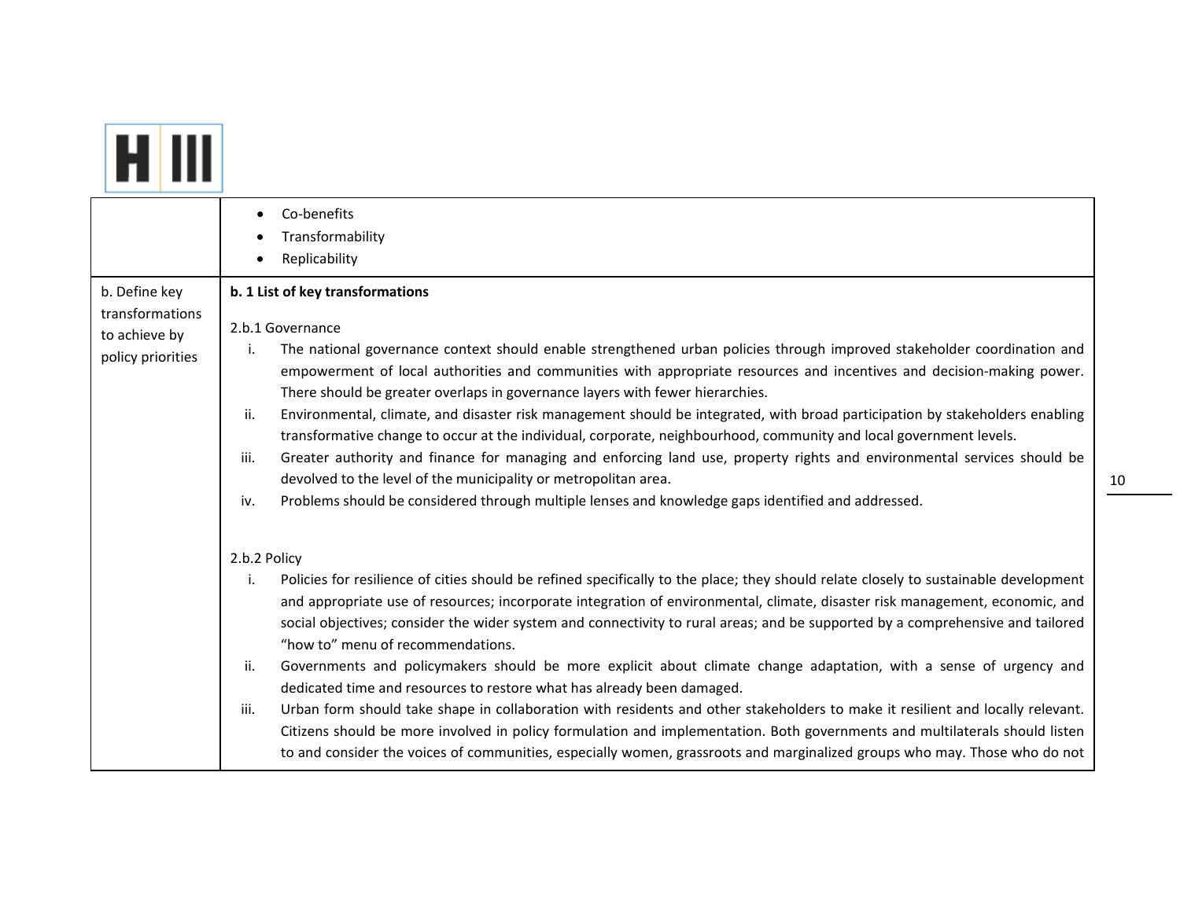| | |
|---|---|
| | • Co-benefits<br>• Transformability<br>• Replicability |
| b. Define key transformations to achieve by policy priorities | **b. 1 List of key transformations**<br><br>2.b.1 Governance<br>i. The national governance context should enable strengthened urban policies through improved stakeholder coordination and empowerment of local authorities and communities with appropriate resources and incentives and decision-making power. There should be greater overlaps in governance layers with fewer hierarchies.<br>ii. Environmental, climate, and disaster risk management should be integrated, with broad participation by stakeholders enabling transformative change to occur at the individual, corporate, neighbourhood, community and local government levels.<br>iii. Greater authority and finance for managing and enforcing land use, property rights and environmental services should be devolved to the level of the municipality or metropolitan area.<br>iv. Problems should be considered through multiple lenses and knowledge gaps identified and addressed.<br><br>2.b.2 Policy<br>i. Policies for resilience of cities should be refined specifically to the place; they should relate closely to sustainable development and appropriate use of resources; incorporate integration of environmental, climate, disaster risk management, economic, and social objectives; consider the wider system and connectivity to rural areas; and be supported by a comprehensive and tailored "how to" menu of recommendations.<br>ii. Governments and policymakers should be more explicit about climate change adaptation, with a sense of urgency and dedicated time and resources to restore what has already been damaged.<br>iii. Urban form should take shape in collaboration with residents and other stakeholders to make it resilient and locally relevant. Citizens should be more involved in policy formulation and implementation. Both governments and multilaterals should listen to and consider the voices of communities, especially women, grassroots and marginalized groups who may. Those who do not |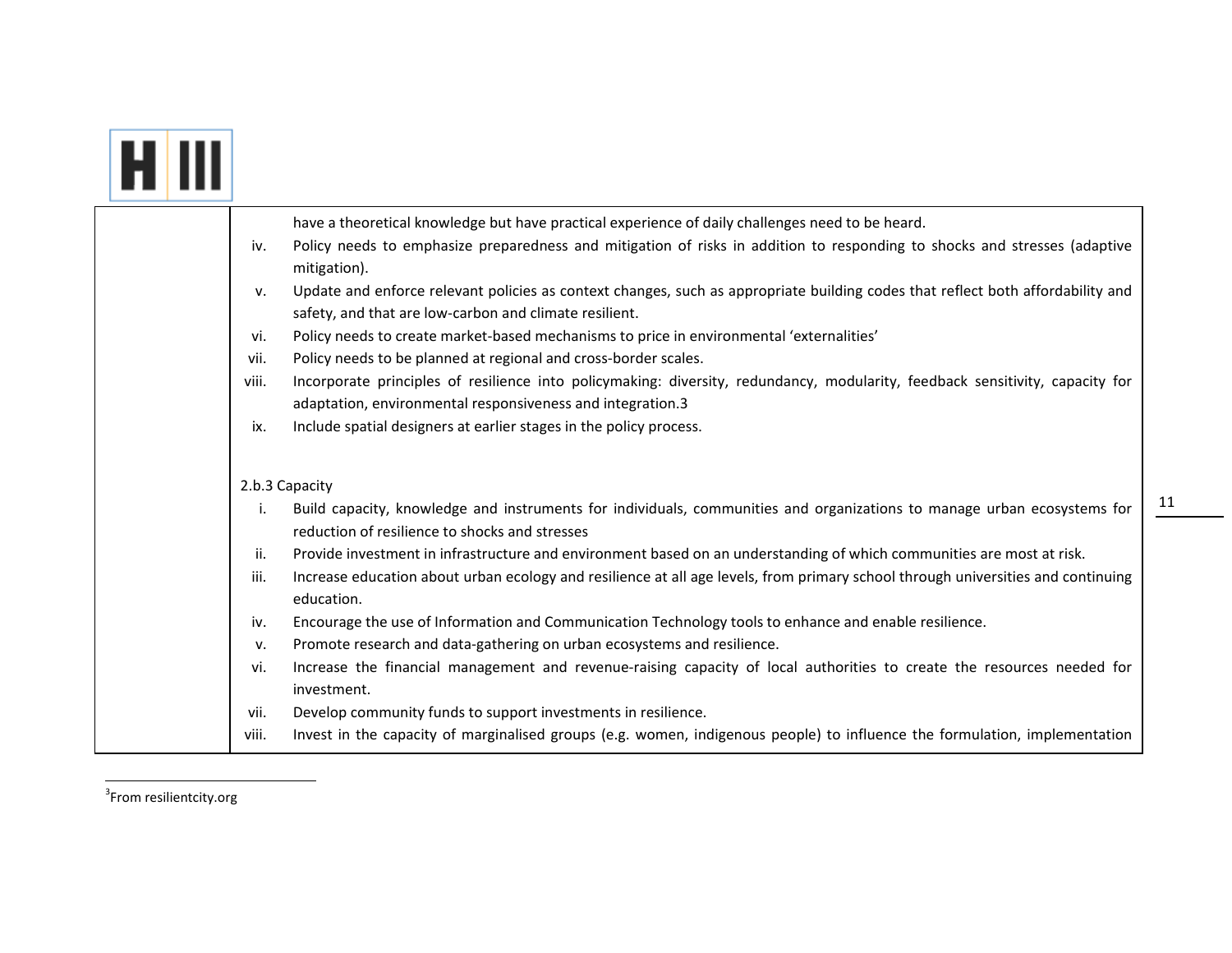| | have a theoretical knowledge but have practical experience of daily challenges need to be heard.<br>iv. Policy needs to emphasize preparedness and mitigation of risks in addition to responding to shocks and stresses (adaptive mitigation).<br>v. Update and enforce relevant policies as context changes, such as appropriate building codes that reflect both affordability and safety, and that are low-carbon and climate resilient.<br>vi. Policy needs to create market-based mechanisms to price in environmental 'externalities'<br>vii. Policy needs to be planned at regional and cross-border scales.<br>viii. Incorporate principles of resilience into policymaking: diversity, redundancy, modularity, feedback sensitivity, capacity for adaptation, environmental responsiveness and integration.3<br>ix. Include spatial designers at earlier stages in the policy process.<br><br>2.b.3 Capacity<br>i. Build capacity, knowledge and instruments for individuals, communities and organizations to manage urban ecosystems for reduction of resilience to shocks and stresses<br>ii. Provide investment in infrastructure and environment based on an understanding of which communities are most at risk.<br>iii. Increase education about urban ecology and resilience at all age levels, from primary school through universities and continuing education.<br>iv. Encourage the use of Information and Communication Technology tools to enhance and enable resilience.<br>v. Promote research and data-gathering on urban ecosystems and resilience.<br>vi. Increase the financial management and revenue-raising capacity of local authorities to create the resources needed for investment.<br>vii. Develop community funds to support investments in resilience.<br>viii. Invest in the capacity of marginalised groups (e.g. women, indigenous people) to influence the formulation, implementation |
|---|---|

[3] From resilientcity.org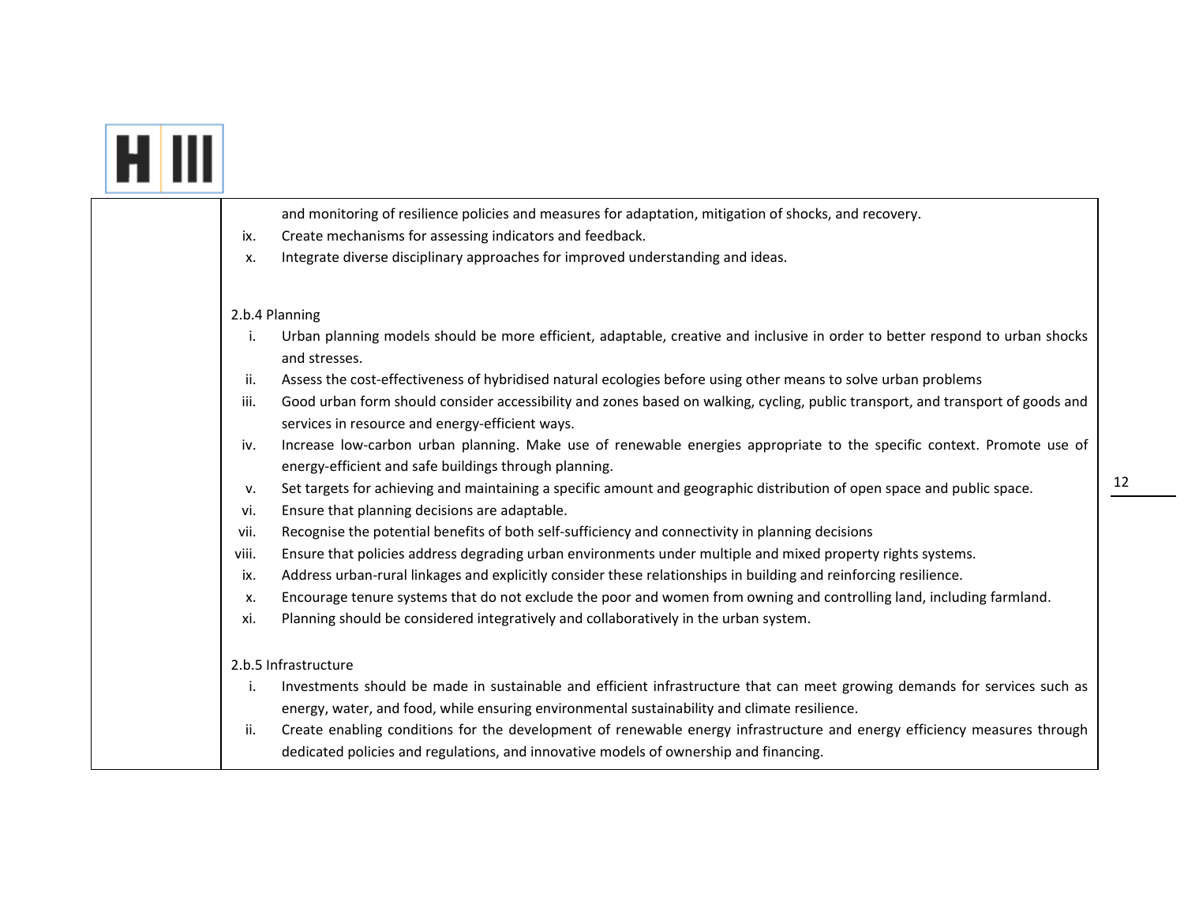and monitoring of resilience policies and measures for adaptation, mitigation of shocks, and recovery.

ix. Create mechanisms for assessing indicators and feedback.

x. Integrate diverse disciplinary approaches for improved understanding and ideas.

2.b.4 Planning

i. Urban planning models should be more efficient, adaptable, creative and inclusive in order to better respond to urban shocks and stresses.

ii. Assess the cost-effectiveness of hybridised natural ecologies before using other means to solve urban problems

iii. Good urban form should consider accessibility and zones based on walking, cycling, public transport, and transport of goods and services in resource and energy-efficient ways.

iv. Increase low-carbon urban planning. Make use of renewable energies appropriate to the specific context. Promote use of energy-efficient and safe buildings through planning.

v. Set targets for achieving and maintaining a specific amount and geographic distribution of open space and public space.

vi. Ensure that planning decisions are adaptable.

vii. Recognise the potential benefits of both self-sufficiency and connectivity in planning decisions

viii. Ensure that policies address degrading urban environments under multiple and mixed property rights systems.

ix. Address urban-rural linkages and explicitly consider these relationships in building and reinforcing resilience.

x. Encourage tenure systems that do not exclude the poor and women from owning and controlling land, including farmland.

xi. Planning should be considered integratively and collaboratively in the urban system.

2.b.5 Infrastructure

i. Investments should be made in sustainable and efficient infrastructure that can meet growing demands for services such as energy, water, and food, while ensuring environmental sustainability and climate resilience.

ii. Create enabling conditions for the development of renewable energy infrastructure and energy efficiency measures through dedicated policies and regulations, and innovative models of ownership and financing.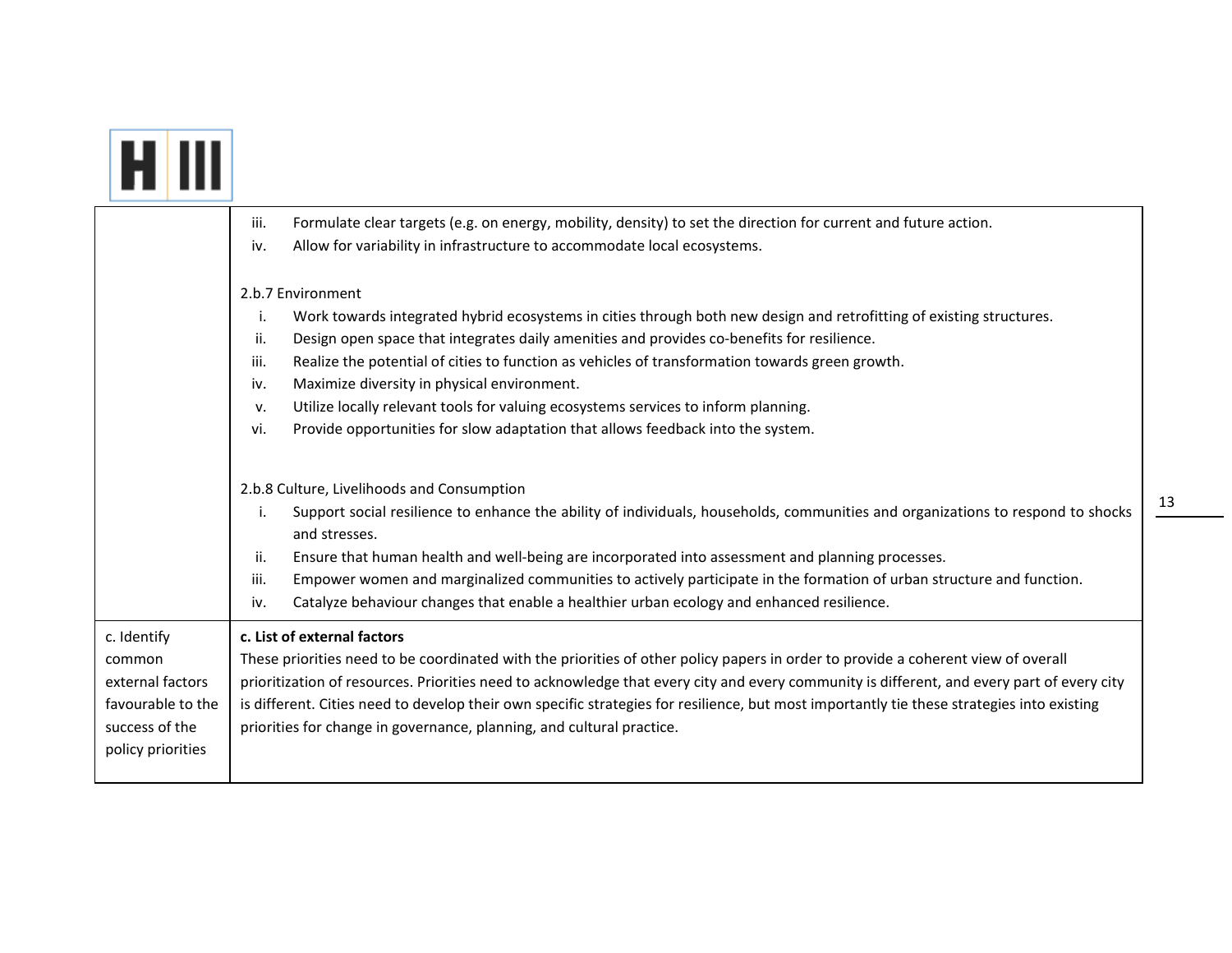| | |
|---|---|
| | iii. Formulate clear targets (e.g. on energy, mobility, density) to set the direction for current and future action.<br>iv. Allow for variability in infrastructure to accommodate local ecosystems.<br><br>2.b.7 Environment<br>i. Work towards integrated hybrid ecosystems in cities through both new design and retrofitting of existing structures.<br>ii. Design open space that integrates daily amenities and provides co-benefits for resilience.<br>iii. Realize the potential of cities to function as vehicles of transformation towards green growth.<br>iv. Maximize diversity in physical environment.<br>v. Utilize locally relevant tools for valuing ecosystems services to inform planning.<br>vi. Provide opportunities for slow adaptation that allows feedback into the system.<br><br>2.b.8 Culture, Livelihoods and Consumption<br>i. Support social resilience to enhance the ability of individuals, households, communities and organizations to respond to shocks and stresses.<br>ii. Ensure that human health and well-being are incorporated into assessment and planning processes.<br>iii. Empower women and marginalized communities to actively participate in the formation of urban structure and function.<br>iv. Catalyze behaviour changes that enable a healthier urban ecology and enhanced resilience. |
| c. Identify common external factors favourable to the success of the policy priorities | **c. List of external factors**<br>These priorities need to be coordinated with the priorities of other policy papers in order to provide a coherent view of overall prioritization of resources. Priorities need to acknowledge that every city and every community is different, and every part of every city is different. Cities need to develop their own specific strategies for resilience, but most importantly tie these strategies into existing priorities for change in governance, planning, and cultural practice. |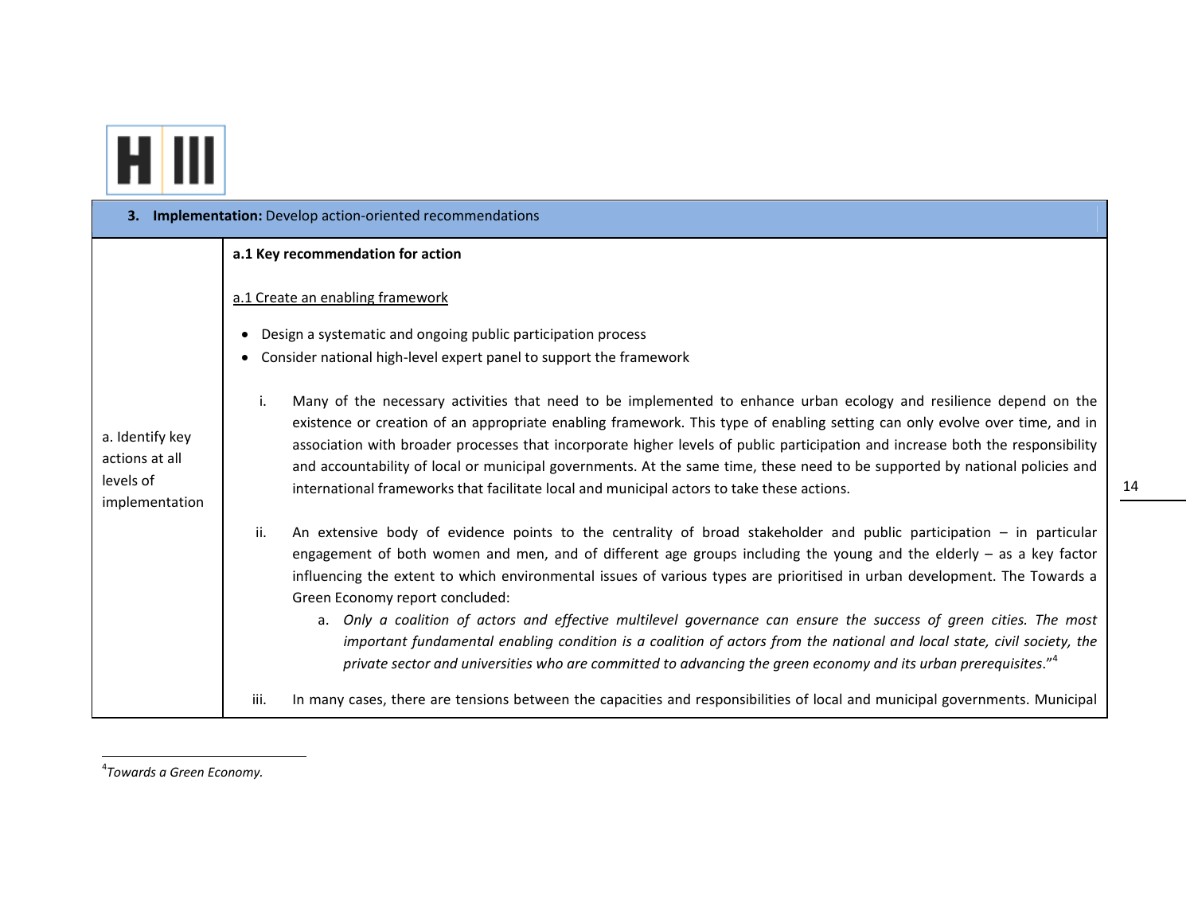| **3. Implementation:** Develop action-oriented recommendations | |
|---|---|
| a. Identify key actions at all levels of implementation | **a.1 Key recommendation for action**<br><br><u>a.1 Create an enabling framework</u><br><br>• Design a systematic and ongoing public participation process<br>• Consider national high-level expert panel to support the framework<br><br>i. Many of the necessary activities that need to be implemented to enhance urban ecology and resilience depend on the existence or creation of an appropriate enabling framework. This type of enabling setting can only evolve over time, and in association with broader processes that incorporate higher levels of public participation and increase both the responsibility and accountability of local or municipal governments. At the same time, these need to be supported by national policies and international frameworks that facilitate local and municipal actors to take these actions.<br><br>ii. An extensive body of evidence points to the centrality of broad stakeholder and public participation – in particular engagement of both women and men, and of different age groups including the young and the elderly – as a key factor influencing the extent to which environmental issues of various types are prioritised in urban development. The Towards a Green Economy report concluded:<br>a. *Only a coalition of actors and effective multilevel governance can ensure the success of green cities. The most important fundamental enabling condition is a coalition of actors from the national and local state, civil society, the private sector and universities who are committed to advancing the green economy and its urban prerequisites*."[4]<br><br>iii. In many cases, there are tensions between the capacities and responsibilities of local and municipal governments. Municipal |

[4] *Towards a Green Economy.*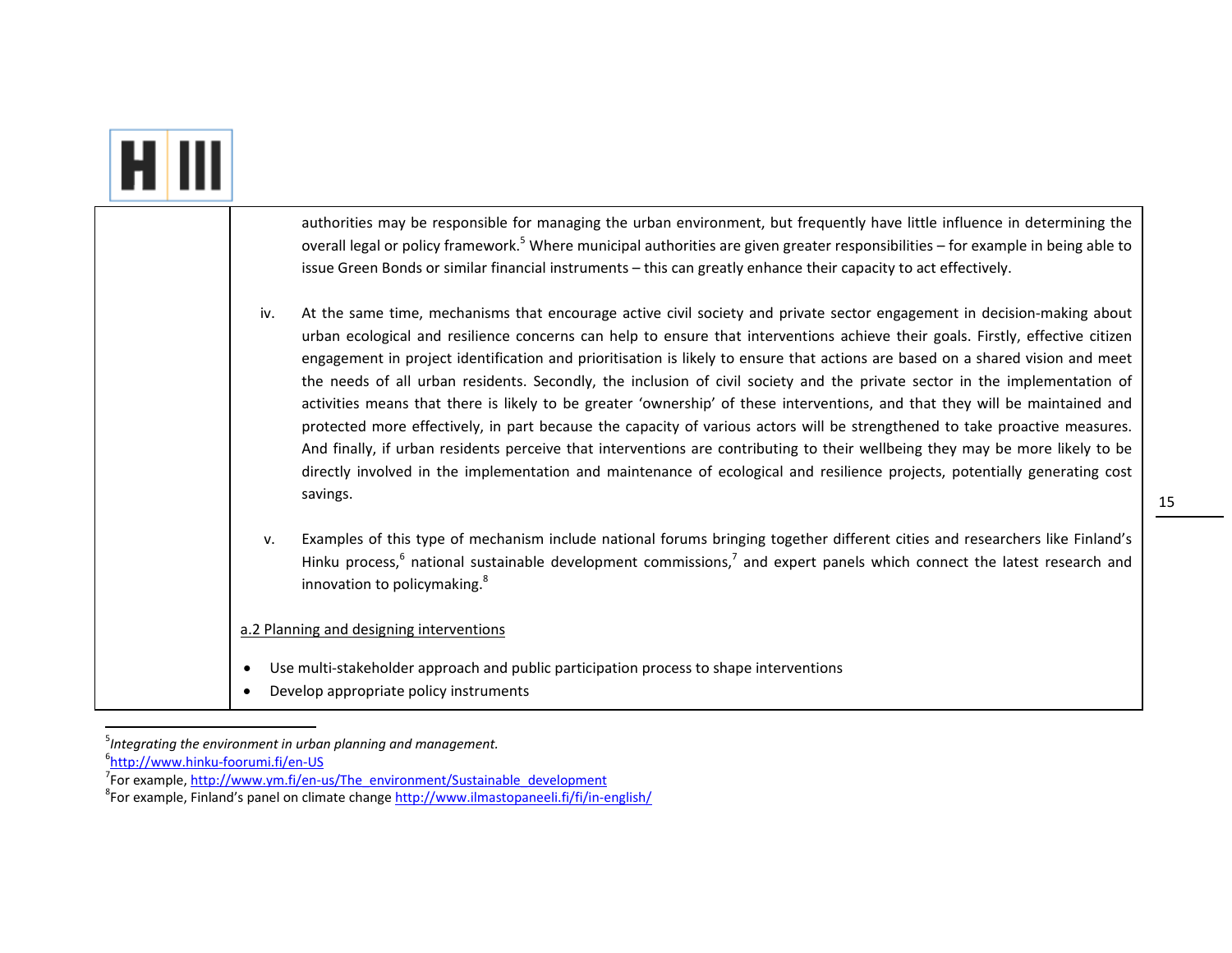authorities may be responsible for managing the urban environment, but frequently have little influence in determining the overall legal or policy framework.[5] Where municipal authorities are given greater responsibilities – for example in being able to issue Green Bonds or similar financial instruments – this can greatly enhance their capacity to act effectively.

iv. At the same time, mechanisms that encourage active civil society and private sector engagement in decision-making about urban ecological and resilience concerns can help to ensure that interventions achieve their goals. Firstly, effective citizen engagement in project identification and prioritisation is likely to ensure that actions are based on a shared vision and meet the needs of all urban residents. Secondly, the inclusion of civil society and the private sector in the implementation of activities means that there is likely to be greater 'ownership' of these interventions, and that they will be maintained and protected more effectively, in part because the capacity of various actors will be strengthened to take proactive measures. And finally, if urban residents perceive that interventions are contributing to their wellbeing they may be more likely to be directly involved in the implementation and maintenance of ecological and resilience projects, potentially generating cost savings.

v. Examples of this type of mechanism include national forums bringing together different cities and researchers like Finland's Hinku process,[6] national sustainable development commissions,[7] and expert panels which connect the latest research and innovation to policymaking.[8]

a.2 Planning and designing interventions

- Use multi-stakeholder approach and public participation process to shape interventions
- Develop appropriate policy instruments

---

[5] *Integrating the environment in urban planning and management.*

[6] http://www.hinku-foorumi.fi/en-US

[7] For example, http://www.ym.fi/en-us/The_environment/Sustainable_development

[8] For example, Finland's panel on climate change http://www.ilmastopaneeli.fi/fi/in-english/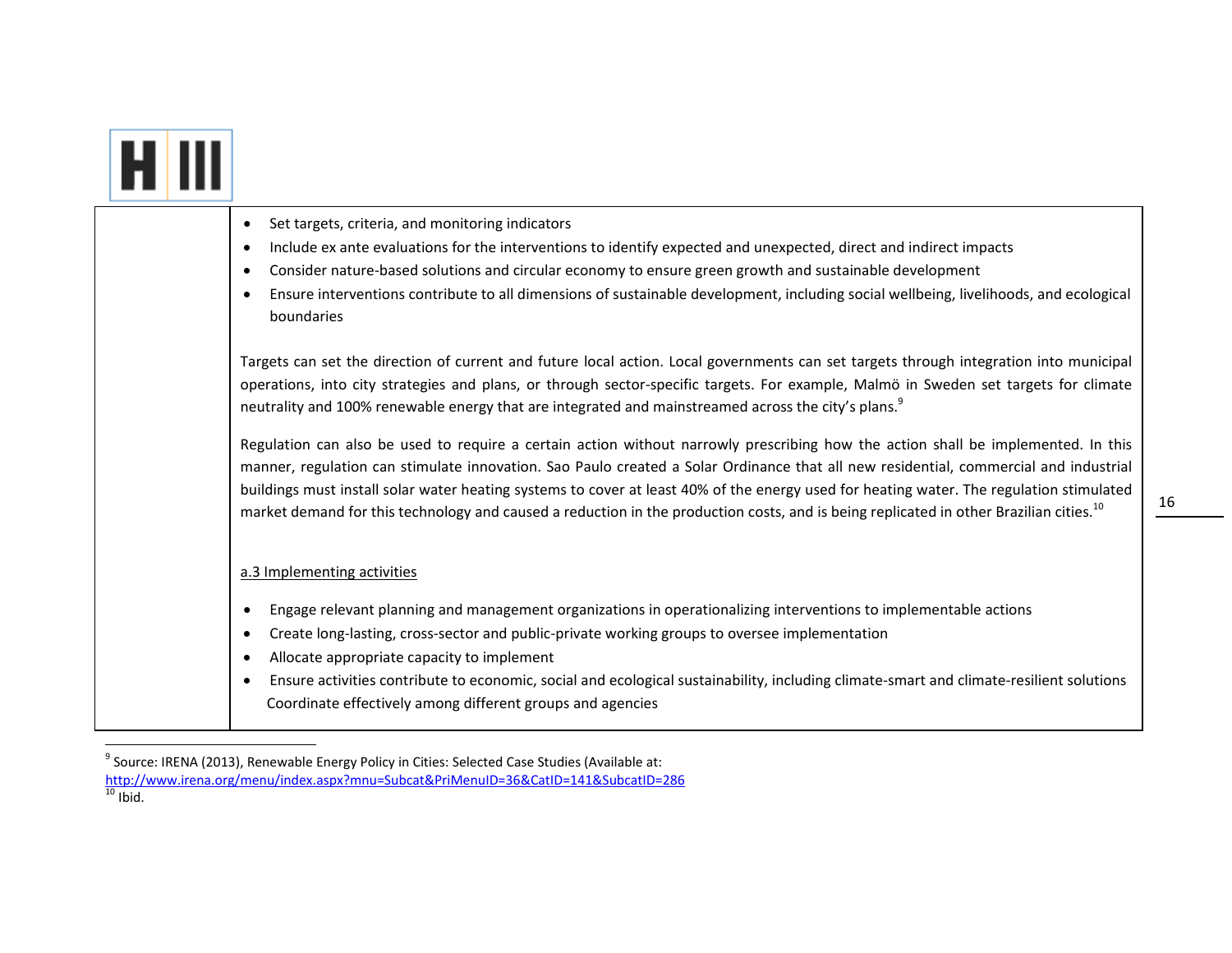- Set targets, criteria, and monitoring indicators
- Include ex ante evaluations for the interventions to identify expected and unexpected, direct and indirect impacts
- Consider nature-based solutions and circular economy to ensure green growth and sustainable development
- Ensure interventions contribute to all dimensions of sustainable development, including social wellbeing, livelihoods, and ecological boundaries

Targets can set the direction of current and future local action. Local governments can set targets through integration into municipal operations, into city strategies and plans, or through sector-specific targets. For example, Malmö in Sweden set targets for climate neutrality and 100% renewable energy that are integrated and mainstreamed across the city's plans.[9]

Regulation can also be used to require a certain action without narrowly prescribing how the action shall be implemented. In this manner, regulation can stimulate innovation. Sao Paulo created a Solar Ordinance that all new residential, commercial and industrial buildings must install solar water heating systems to cover at least 40% of the energy used for heating water. The regulation stimulated market demand for this technology and caused a reduction in the production costs, and is being replicated in other Brazilian cities.[10]

a.3 Implementing activities

- Engage relevant planning and management organizations in operationalizing interventions to implementable actions
- Create long-lasting, cross-sector and public-private working groups to oversee implementation
- Allocate appropriate capacity to implement
- Ensure activities contribute to economic, social and ecological sustainability, including climate-smart and climate-resilient solutions
  Coordinate effectively among different groups and agencies

---

[9] Source: IRENA (2013), Renewable Energy Policy in Cities: Selected Case Studies (Available at: http://www.irena.org/menu/index.aspx?mnu=Subcat&PriMenuID=36&CatID=141&SubcatID=286

[10] Ibid.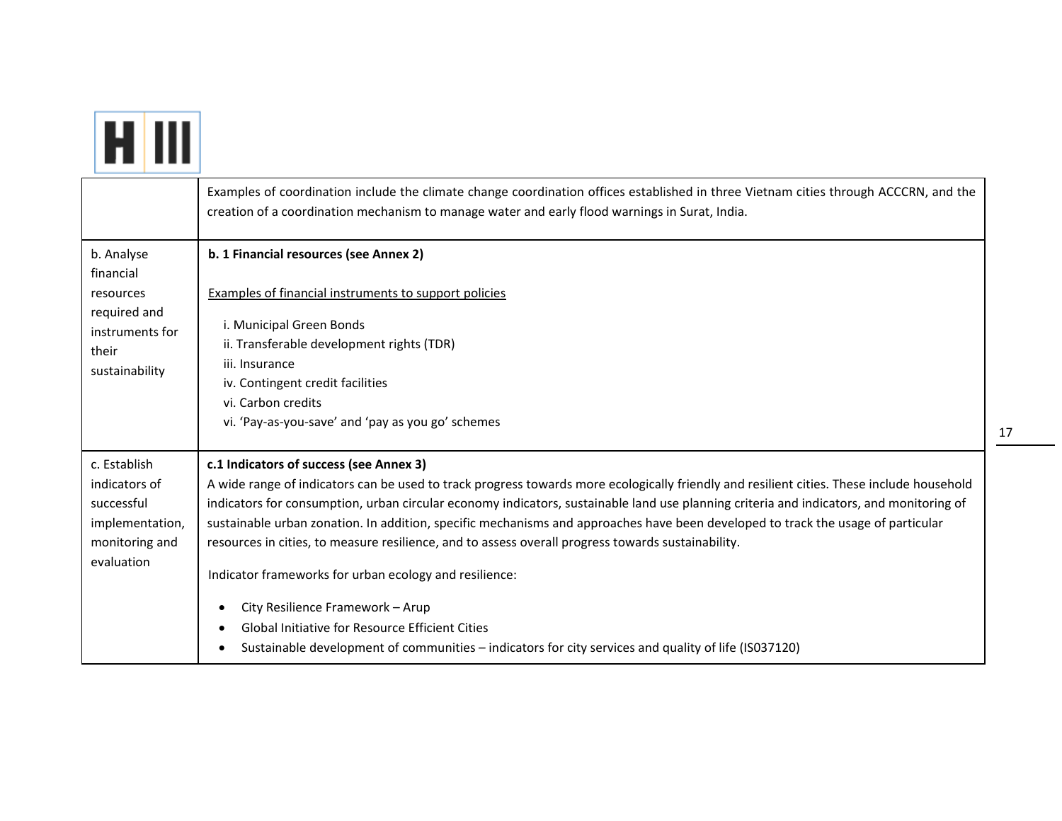| | |
|---|---|
| | Examples of coordination include the climate change coordination offices established in three Vietnam cities through ACCCRN, and the creation of a coordination mechanism to manage water and early flood warnings in Surat, India. |
| b. Analyse financial resources required and instruments for their sustainability | **b. 1 Financial resources (see Annex 2)**<br><br><u>Examples of financial instruments to support policies</u><br><br>i. Municipal Green Bonds<br>ii. Transferable development rights (TDR)<br>iii. Insurance<br>iv. Contingent credit facilities<br>vi. Carbon credits<br>vi. 'Pay-as-you-save' and 'pay as you go' schemes |
| c. Establish indicators of successful implementation, monitoring and evaluation | **c.1 Indicators of success (see Annex 3)**<br>A wide range of indicators can be used to track progress towards more ecologically friendly and resilient cities. These include household indicators for consumption, urban circular economy indicators, sustainable land use planning criteria and indicators, and monitoring of sustainable urban zonation. In addition, specific mechanisms and approaches have been developed to track the usage of particular resources in cities, to measure resilience, and to assess overall progress towards sustainability.<br><br>Indicator frameworks for urban ecology and resilience:<br><br>• City Resilience Framework – Arup<br>• Global Initiative for Resource Efficient Cities<br>• Sustainable development of communities – indicators for city services and quality of life (IS037120) |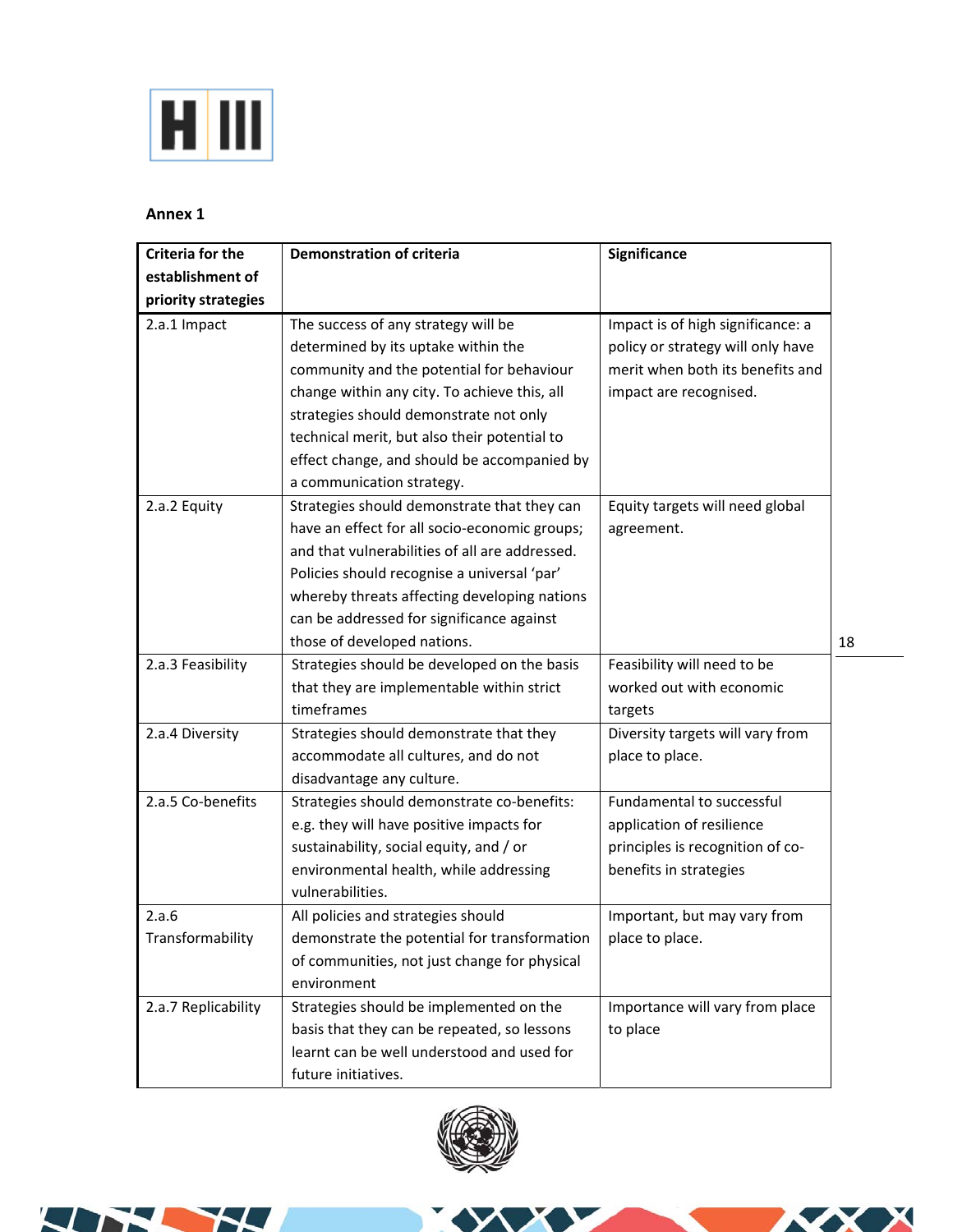## Annex 1

| Criteria for the establishment of priority strategies | Demonstration of criteria | Significance |
|---|---|---|
| 2.a.1 Impact | The success of any strategy will be determined by its uptake within the community and the potential for behaviour change within any city. To achieve this, all strategies should demonstrate not only technical merit, but also their potential to effect change, and should be accompanied by a communication strategy. | Impact is of high significance: a policy or strategy will only have merit when both its benefits and impact are recognised. |
| 2.a.2 Equity | Strategies should demonstrate that they can have an effect for all socio-economic groups; and that vulnerabilities of all are addressed. Policies should recognise a universal 'par' whereby threats affecting developing nations can be addressed for significance against those of developed nations. | Equity targets will need global agreement. |
| 2.a.3 Feasibility | Strategies should be developed on the basis that they are implementable within strict timeframes | Feasibility will need to be worked out with economic targets |
| 2.a.4 Diversity | Strategies should demonstrate that they accommodate all cultures, and do not disadvantage any culture. | Diversity targets will vary from place to place. |
| 2.a.5 Co-benefits | Strategies should demonstrate co-benefits: e.g. they will have positive impacts for sustainability, social equity, and / or environmental health, while addressing vulnerabilities. | Fundamental to successful application of resilience principles is recognition of co-benefits in strategies |
| 2.a.6 Transformability | All policies and strategies should demonstrate the potential for transformation of communities, not just change for physical environment | Important, but may vary from place to place. |
| 2.a.7 Replicability | Strategies should be implemented on the basis that they can be repeated, so lessons learnt can be well understood and used for future initiatives. | Importance will vary from place to place |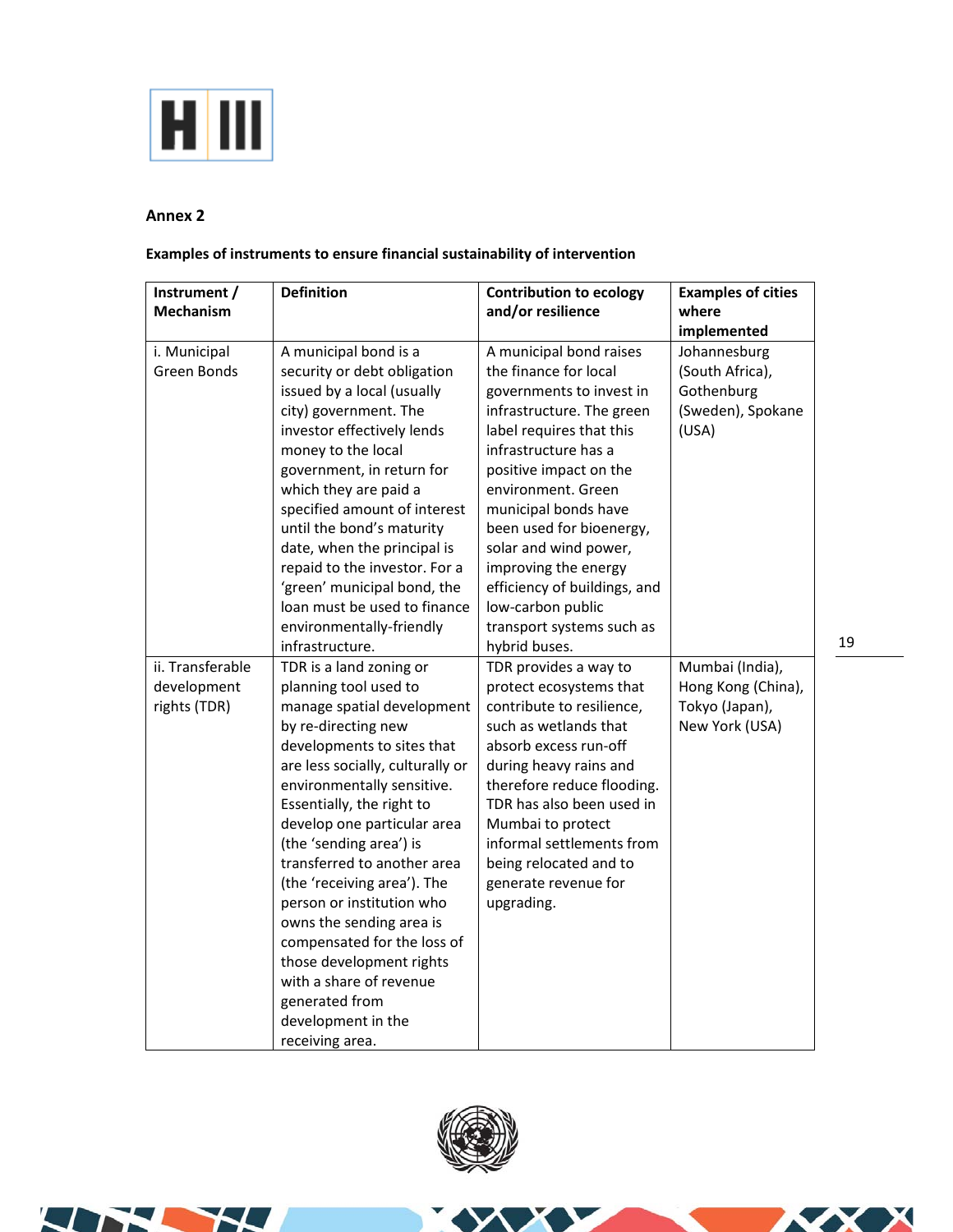## Annex 2

**Examples of instruments to ensure financial sustainability of intervention**

| Instrument / Mechanism | Definition | Contribution to ecology and/or resilience | Examples of cities where implemented |
|---|---|---|---|
| i. Municipal Green Bonds | A municipal bond is a security or debt obligation issued by a local (usually city) government. The investor effectively lends money to the local government, in return for which they are paid a specified amount of interest until the bond's maturity date, when the principal is repaid to the investor. For a 'green' municipal bond, the loan must be used to finance environmentally-friendly infrastructure. | A municipal bond raises the finance for local governments to invest in infrastructure. The green label requires that this infrastructure has a positive impact on the environment. Green municipal bonds have been used for bioenergy, solar and wind power, improving the energy efficiency of buildings, and low-carbon public transport systems such as hybrid buses. | Johannesburg (South Africa), Gothenburg (Sweden), Spokane (USA) |
| ii. Transferable development rights (TDR) | TDR is a land zoning or planning tool used to manage spatial development by re-directing new developments to sites that are less socially, culturally or environmentally sensitive. Essentially, the right to develop one particular area (the 'sending area') is transferred to another area (the 'receiving area'). The person or institution who owns the sending area is compensated for the loss of those development rights with a share of revenue generated from development in the receiving area. | TDR provides a way to protect ecosystems that contribute to resilience, such as wetlands that absorb excess run-off during heavy rains and therefore reduce flooding. TDR has also been used in Mumbai to protect informal settlements from being relocated and to generate revenue for upgrading. | Mumbai (India), Hong Kong (China), Tokyo (Japan), New York (USA) |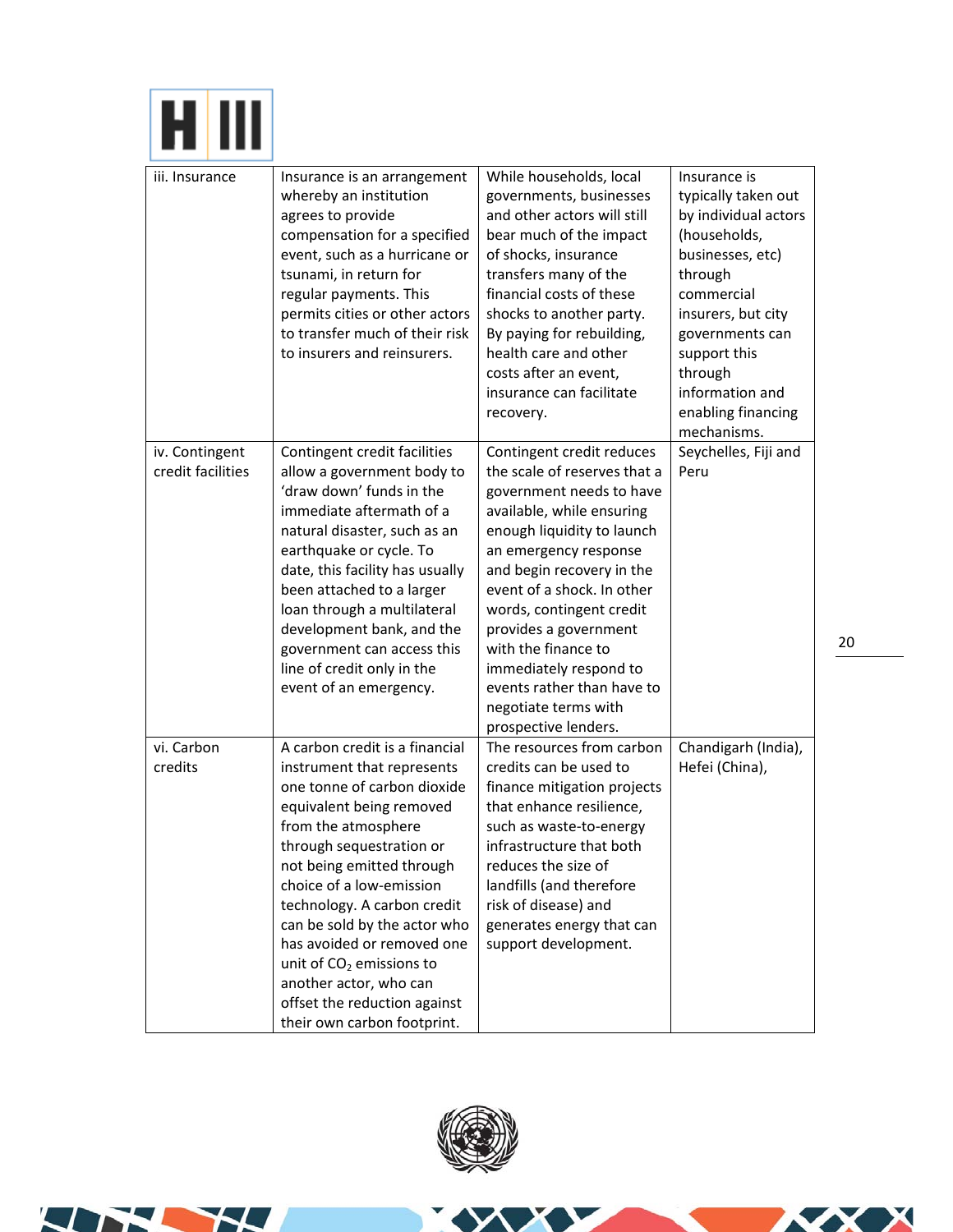| iii. Insurance | Insurance is an arrangement whereby an institution agrees to provide compensation for a specified event, such as a hurricane or tsunami, in return for regular payments. This permits cities or other actors to transfer much of their risk to insurers and reinsurers. | While households, local governments, businesses and other actors will still bear much of the impact of shocks, insurance transfers many of the financial costs of these shocks to another party. By paying for rebuilding, health care and other costs after an event, insurance can facilitate recovery. | Insurance is typically taken out by individual actors (households, businesses, etc) through commercial insurers, but city governments can support this through information and enabling financing mechanisms. |
|---|---|---|---|
| iv. Contingent credit facilities | Contingent credit facilities allow a government body to 'draw down' funds in the immediate aftermath of a natural disaster, such as an earthquake or cycle. To date, this facility has usually been attached to a larger loan through a multilateral development bank, and the government can access this line of credit only in the event of an emergency. | Contingent credit reduces the scale of reserves that a government needs to have available, while ensuring enough liquidity to launch an emergency response and begin recovery in the event of a shock. In other words, contingent credit provides a government with the finance to immediately respond to events rather than have to negotiate terms with prospective lenders. | Seychelles, Fiji and Peru |
| vi. Carbon credits | A carbon credit is a financial instrument that represents one tonne of carbon dioxide equivalent being removed from the atmosphere through sequestration or not being emitted through choice of a low-emission technology. A carbon credit can be sold by the actor who has avoided or removed one unit of $CO_2$ emissions to another actor, who can offset the reduction against their own carbon footprint. | The resources from carbon credits can be used to finance mitigation projects that enhance resilience, such as waste-to-energy infrastructure that both reduces the size of landfills (and therefore risk of disease) and generates energy that can support development. | Chandigarh (India), Hefei (China), |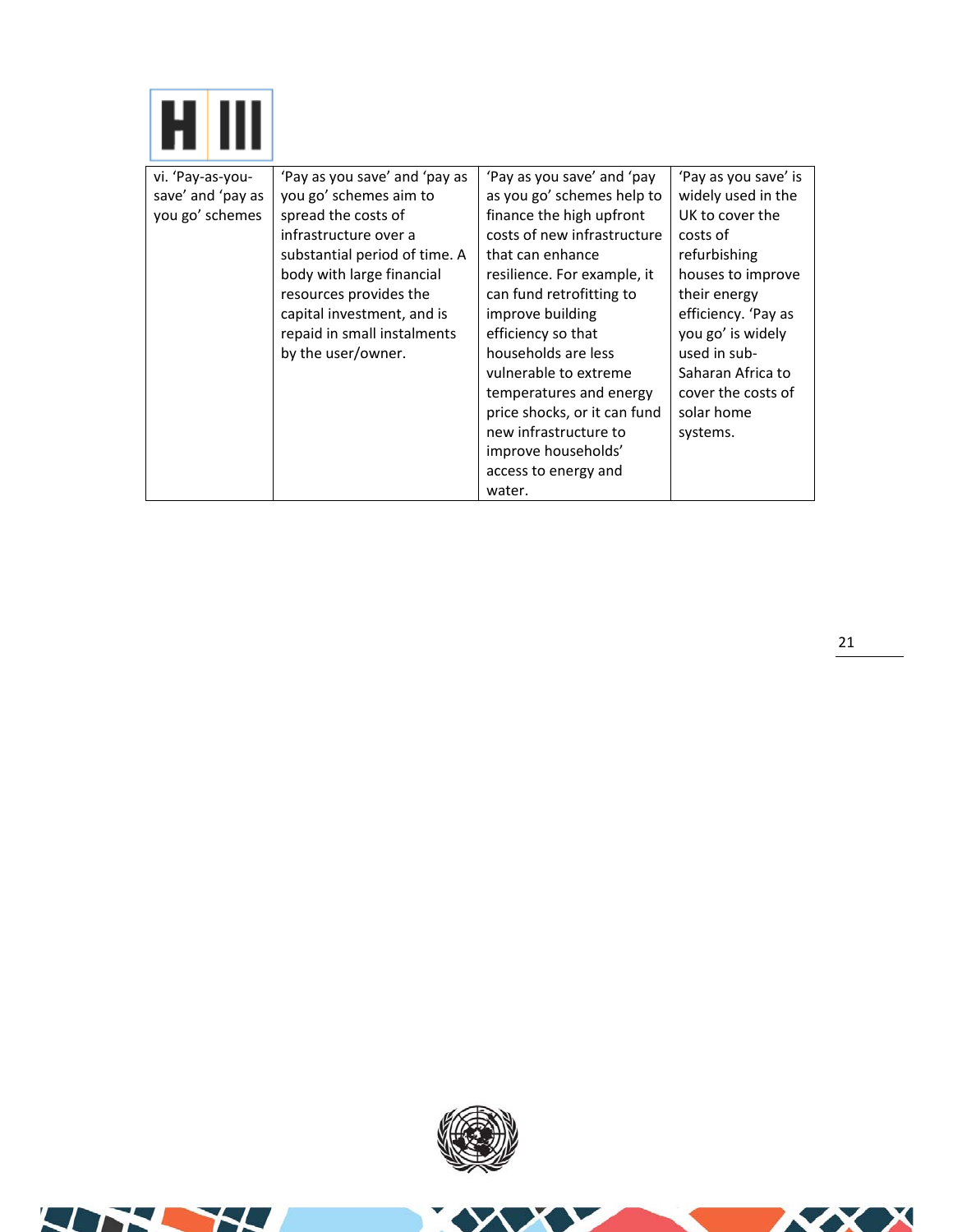| vi. 'Pay-as-you-save' and 'pay as you go' schemes | 'Pay as you save' and 'pay as you go' schemes aim to spread the costs of infrastructure over a substantial period of time. A body with large financial resources provides the capital investment, and is repaid in small instalments by the user/owner. | 'Pay as you save' and 'pay as you go' schemes help to finance the high upfront costs of new infrastructure that can enhance resilience. For example, it can fund retrofitting to improve building efficiency so that households are less vulnerable to extreme temperatures and energy price shocks, or it can fund new infrastructure to improve households' access to energy and water. | 'Pay as you save' is widely used in the UK to cover the costs of refurbishing houses to improve their energy efficiency. 'Pay as you go' is widely used in sub-Saharan Africa to cover the costs of solar home systems. |
|---|---|---|---|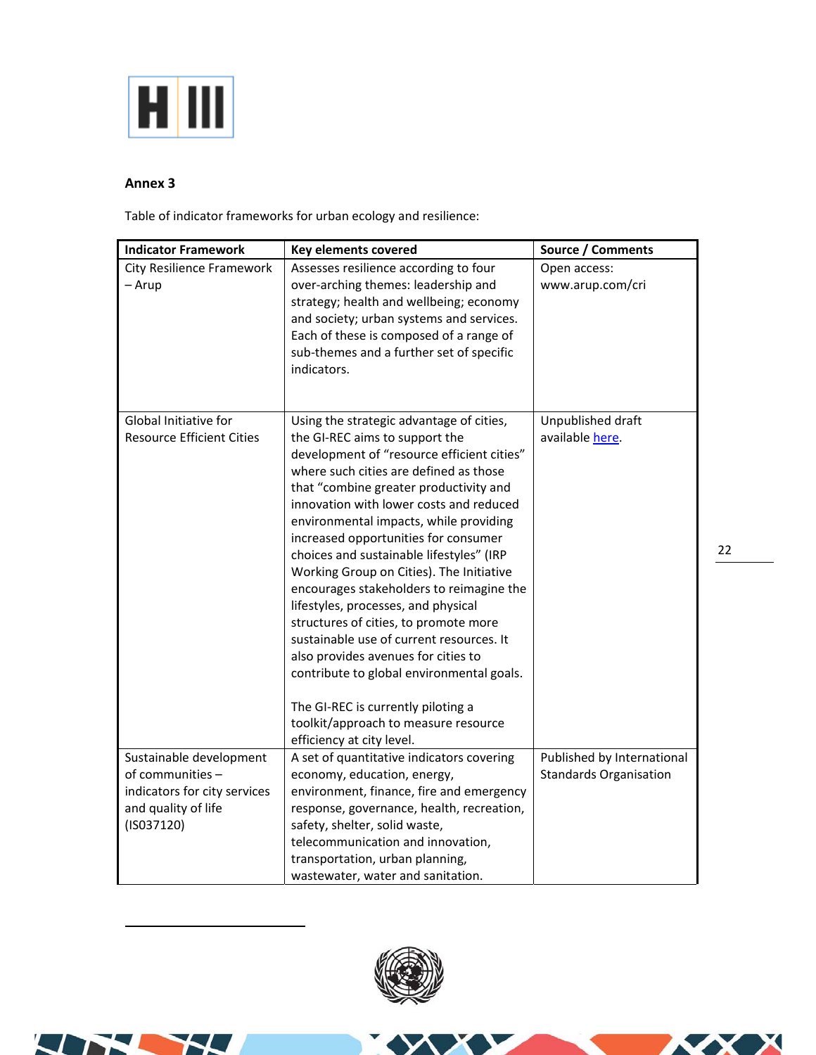## Annex 3

Table of indicator frameworks for urban ecology and resilience:

| Indicator Framework | Key elements covered | Source / Comments |
|---|---|---|
| City Resilience Framework – Arup | Assesses resilience according to four over-arching themes: leadership and strategy; health and wellbeing; economy and society; urban systems and services. Each of these is composed of a range of sub-themes and a further set of specific indicators. | Open access: www.arup.com/cri |
| Global Initiative for Resource Efficient Cities | Using the strategic advantage of cities, the GI-REC aims to support the development of "resource efficient cities" where such cities are defined as those that "combine greater productivity and innovation with lower costs and reduced environmental impacts, while providing increased opportunities for consumer choices and sustainable lifestyles" (IRP Working Group on Cities). The Initiative encourages stakeholders to reimagine the lifestyles, processes, and physical structures of cities, to promote more sustainable use of current resources. It also provides avenues for cities to contribute to global environmental goals.<br><br>The GI-REC is currently piloting a toolkit/approach to measure resource efficiency at city level. | Unpublished draft available here. |
| Sustainable development of communities – indicators for city services and quality of life (IS037120) | A set of quantitative indicators covering economy, education, energy, environment, finance, fire and emergency response, governance, health, recreation, safety, shelter, solid waste, telecommunication and innovation, transportation, urban planning, wastewater, water and sanitation. | Published by International Standards Organisation |